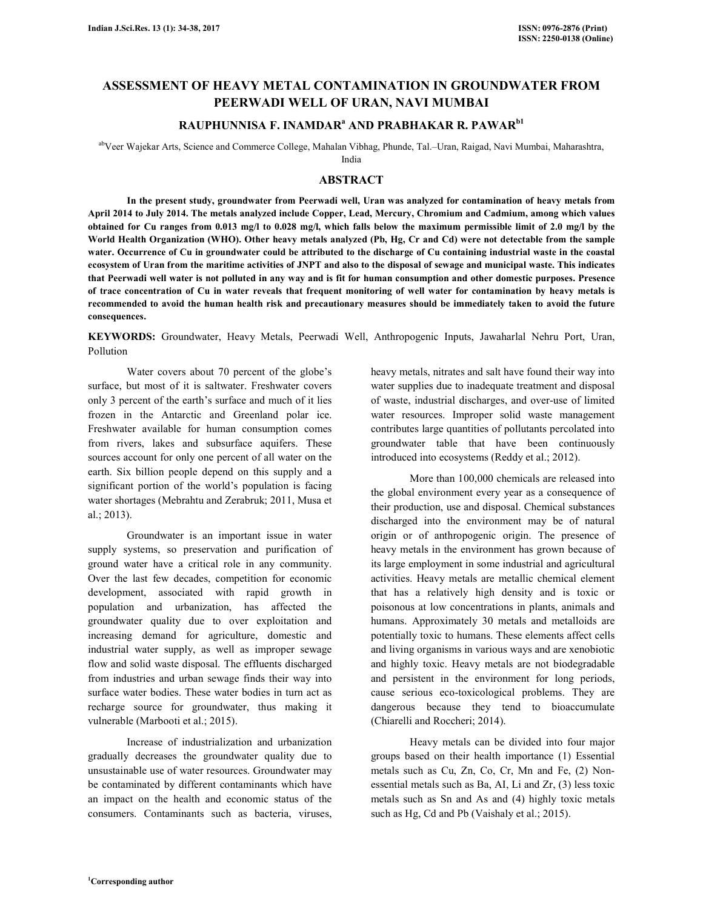# ASSESSMENT OF HEAVY METAL CONTAMINATION IN GROUNDWATER FROM PEERWADI WELL OF URAN, NAVI MUMBAI

**RAUPHUNNISA F. INAMDAR[a] AND PRABHAKAR R. PAWAR[b1]**

[ab]Veer Wajekar Arts, Science and Commerce College, Mahalan Vibhag, Phunde, Tal.–Uran, Raigad, Navi Mumbai, Maharashtra, India

## ABSTRACT

**In the present study, groundwater from Peerwadi well, Uran was analyzed for contamination of heavy metals from April 2014 to July 2014. The metals analyzed include Copper, Lead, Mercury, Chromium and Cadmium, among which values obtained for Cu ranges from 0.013 mg/l to 0.028 mg/l, which falls below the maximum permissible limit of 2.0 mg/l by the World Health Organization (WHO). Other heavy metals analyzed (Pb, Hg, Cr and Cd) were not detectable from the sample water. Occurrence of Cu in groundwater could be attributed to the discharge of Cu containing industrial waste in the coastal ecosystem of Uran from the maritime activities of JNPT and also to the disposal of sewage and municipal waste. This indicates that Peerwadi well water is not polluted in any way and is fit for human consumption and other domestic purposes. Presence of trace concentration of Cu in water reveals that frequent monitoring of well water for contamination by heavy metals is recommended to avoid the human health risk and precautionary measures should be immediately taken to avoid the future consequences.**

**KEYWORDS:** Groundwater, Heavy Metals, Peerwadi Well, Anthropogenic Inputs, Jawaharlal Nehru Port, Uran, Pollution

Water covers about 70 percent of the globe's surface, but most of it is saltwater. Freshwater covers only 3 percent of the earth's surface and much of it lies frozen in the Antarctic and Greenland polar ice. Freshwater available for human consumption comes from rivers, lakes and subsurface aquifers. These sources account for only one percent of all water on the earth. Six billion people depend on this supply and a significant portion of the world's population is facing water shortages (Mebrahtu and Zerabruk; 2011, Musa et al.; 2013).

Groundwater is an important issue in water supply systems, so preservation and purification of ground water have a critical role in any community. Over the last few decades, competition for economic development, associated with rapid growth in population and urbanization, has affected the groundwater quality due to over exploitation and increasing demand for agriculture, domestic and industrial water supply, as well as improper sewage flow and solid waste disposal. The effluents discharged from industries and urban sewage finds their way into surface water bodies. These water bodies in turn act as recharge source for groundwater, thus making it vulnerable (Marbooti et al.; 2015).

Increase of industrialization and urbanization gradually decreases the groundwater quality due to unsustainable use of water resources. Groundwater may be contaminated by different contaminants which have an impact on the health and economic status of the consumers. Contaminants such as bacteria, viruses, heavy metals, nitrates and salt have found their way into water supplies due to inadequate treatment and disposal of waste, industrial discharges, and over-use of limited water resources. Improper solid waste management contributes large quantities of pollutants percolated into groundwater table that have been continuously introduced into ecosystems (Reddy et al.; 2012).

More than 100,000 chemicals are released into the global environment every year as a consequence of their production, use and disposal. Chemical substances discharged into the environment may be of natural origin or of anthropogenic origin. The presence of heavy metals in the environment has grown because of its large employment in some industrial and agricultural activities. Heavy metals are metallic chemical element that has a relatively high density and is toxic or poisonous at low concentrations in plants, animals and humans. Approximately 30 metals and metalloids are potentially toxic to humans. These elements affect cells and living organisms in various ways and are xenobiotic and highly toxic. Heavy metals are not biodegradable and persistent in the environment for long periods, cause serious eco-toxicological problems. They are dangerous because they tend to bioaccumulate (Chiarelli and Roccheri; 2014).

Heavy metals can be divided into four major groups based on their health importance (1) Essential metals such as Cu, Zn, Co, Cr, Mn and Fe, (2) Non-essential metals such as Ba, AI, Li and Zr, (3) less toxic metals such as Sn and As and (4) highly toxic metals such as Hg, Cd and Pb (Vaishaly et al.; 2015).

[1]Corresponding author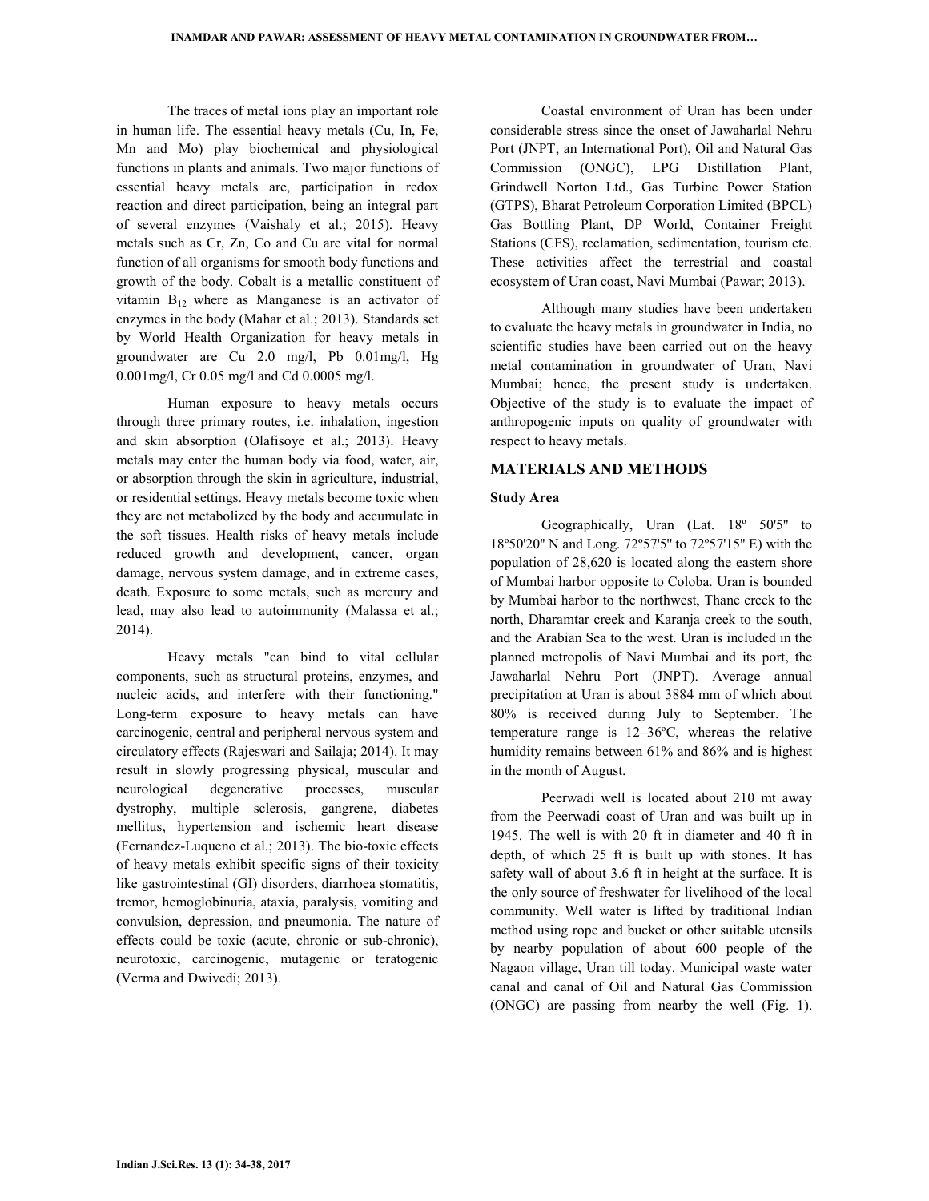The traces of metal ions play an important role in human life. The essential heavy metals (Cu, In, Fe, Mn and Mo) play biochemical and physiological functions in plants and animals. Two major functions of essential heavy metals are, participation in redox reaction and direct participation, being an integral part of several enzymes (Vaishaly et al.; 2015). Heavy metals such as Cr, Zn, Co and Cu are vital for normal function of all organisms for smooth body functions and growth of the body. Cobalt is a metallic constituent of vitamin $B_{12}$ where as Manganese is an activator of enzymes in the body (Mahar et al.; 2013). Standards set by World Health Organization for heavy metals in groundwater are Cu 2.0 mg/l, Pb 0.01mg/l, Hg 0.001mg/l, Cr 0.05 mg/l and Cd 0.0005 mg/l.

Human exposure to heavy metals occurs through three primary routes, i.e. inhalation, ingestion and skin absorption (Olafisoye et al.; 2013). Heavy metals may enter the human body via food, water, air, or absorption through the skin in agriculture, industrial, or residential settings. Heavy metals become toxic when they are not metabolized by the body and accumulate in the soft tissues. Health risks of heavy metals include reduced growth and development, cancer, organ damage, nervous system damage, and in extreme cases, death. Exposure to some metals, such as mercury and lead, may also lead to autoimmunity (Malassa et al.; 2014).

Heavy metals "can bind to vital cellular components, such as structural proteins, enzymes, and nucleic acids, and interfere with their functioning." Long-term exposure to heavy metals can have carcinogenic, central and peripheral nervous system and circulatory effects (Rajeswari and Sailaja; 2014). It may result in slowly progressing physical, muscular and neurological degenerative processes, muscular dystrophy, multiple sclerosis, gangrene, diabetes mellitus, hypertension and ischemic heart disease (Fernandez-Luqueno et al.; 2013). The bio-toxic effects of heavy metals exhibit specific signs of their toxicity like gastrointestinal (GI) disorders, diarrhoea stomatitis, tremor, hemoglobinuria, ataxia, paralysis, vomiting and convulsion, depression, and pneumonia. The nature of effects could be toxic (acute, chronic or sub-chronic), neurotoxic, carcinogenic, mutagenic or teratogenic (Verma and Dwivedi; 2013).

Coastal environment of Uran has been under considerable stress since the onset of Jawaharlal Nehru Port (JNPT, an International Port), Oil and Natural Gas Commission (ONGC), LPG Distillation Plant, Grindwell Norton Ltd., Gas Turbine Power Station (GTPS), Bharat Petroleum Corporation Limited (BPCL) Gas Bottling Plant, DP World, Container Freight Stations (CFS), reclamation, sedimentation, tourism etc. These activities affect the terrestrial and coastal ecosystem of Uran coast, Navi Mumbai (Pawar; 2013).

Although many studies have been undertaken to evaluate the heavy metals in groundwater in India, no scientific studies have been carried out on the heavy metal contamination in groundwater of Uran, Navi Mumbai; hence, the present study is undertaken. Objective of the study is to evaluate the impact of anthropogenic inputs on quality of groundwater with respect to heavy metals.

## MATERIALS AND METHODS

### Study Area

Geographically, Uran (Lat. 18º 50'5" to 18º50'20" N and Long. 72º57'5" to 72º57'15" E) with the population of 28,620 is located along the eastern shore of Mumbai harbor opposite to Coloba. Uran is bounded by Mumbai harbor to the northwest, Thane creek to the north, Dharamtar creek and Karanja creek to the south, and the Arabian Sea to the west. Uran is included in the planned metropolis of Navi Mumbai and its port, the Jawaharlal Nehru Port (JNPT). Average annual precipitation at Uran is about 3884 mm of which about 80% is received during July to September. The temperature range is 12–36ºC, whereas the relative humidity remains between 61% and 86% and is highest in the month of August.

Peerwadi well is located about 210 mt away from the Peerwadi coast of Uran and was built up in 1945. The well is with 20 ft in diameter and 40 ft in depth, of which 25 ft is built up with stones. It has safety wall of about 3.6 ft in height at the surface. It is the only source of freshwater for livelihood of the local community. Well water is lifted by traditional Indian method using rope and bucket or other suitable utensils by nearby population of about 600 people of the Nagaon village, Uran till today. Municipal waste water canal and canal of Oil and Natural Gas Commission (ONGC) are passing from nearby the well (Fig. 1).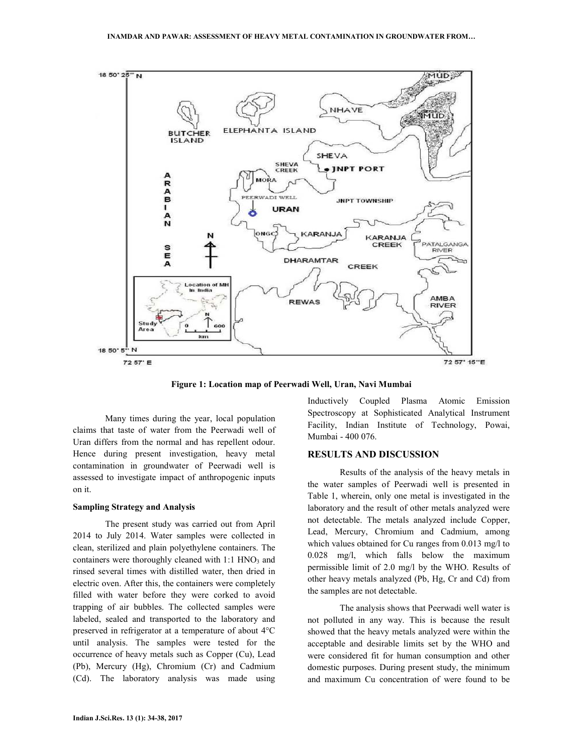Figure 1: Location map of Peerwadi Well, Uran, Navi Mumbai

Many times during the year, local population claims that taste of water from the Peerwadi well of Uran differs from the normal and has repellent odour. Hence during present investigation, heavy metal contamination in groundwater of Peerwadi well is assessed to investigate impact of anthropogenic inputs on it.

### Sampling Strategy and Analysis

The present study was carried out from April 2014 to July 2014. Water samples were collected in clean, sterilized and plain polyethylene containers. The containers were thoroughly cleaned with 1:1 $HNO_3$ and rinsed several times with distilled water, then dried in electric oven. After this, the containers were completely filled with water before they were corked to avoid trapping of air bubbles. The collected samples were labeled, sealed and transported to the laboratory and preserved in refrigerator at a temperature of about 4°C until analysis. The samples were tested for the occurrence of heavy metals such as Copper (Cu), Lead (Pb), Mercury (Hg), Chromium (Cr) and Cadmium (Cd). The laboratory analysis was made using Inductively Coupled Plasma Atomic Emission Spectroscopy at Sophisticated Analytical Instrument Facility, Indian Institute of Technology, Powai, Mumbai - 400 076.

## RESULTS AND DISCUSSION

Results of the analysis of the heavy metals in the water samples of Peerwadi well is presented in Table 1, wherein, only one metal is investigated in the laboratory and the result of other metals analyzed were not detectable. The metals analyzed include Copper, Lead, Mercury, Chromium and Cadmium, among which values obtained for Cu ranges from 0.013 mg/l to 0.028 mg/l, which falls below the maximum permissible limit of 2.0 mg/l by the WHO. Results of other heavy metals analyzed (Pb, Hg, Cr and Cd) from the samples are not detectable.

The analysis shows that Peerwadi well water is not polluted in any way. This is because the result showed that the heavy metals analyzed were within the acceptable and desirable limits set by the WHO and were considered fit for human consumption and other domestic purposes. During present study, the minimum and maximum Cu concentration of were found to be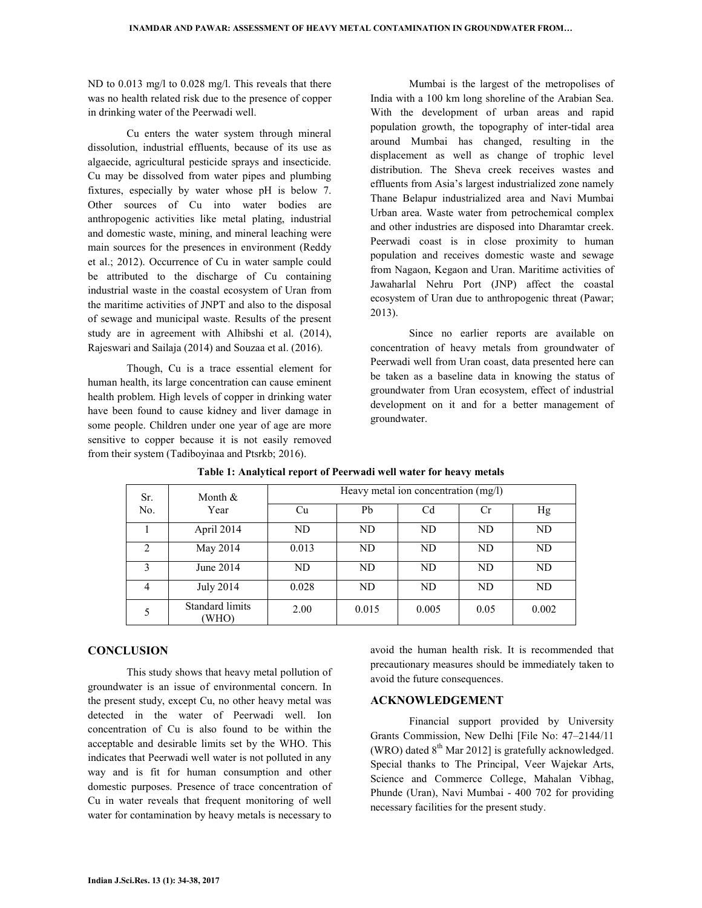ND to 0.013 mg/l to 0.028 mg/l. This reveals that there was no health related risk due to the presence of copper in drinking water of the Peerwadi well.

Cu enters the water system through mineral dissolution, industrial effluents, because of its use as algaecide, agricultural pesticide sprays and insecticide. Cu may be dissolved from water pipes and plumbing fixtures, especially by water whose pH is below 7. Other sources of Cu into water bodies are anthropogenic activities like metal plating, industrial and domestic waste, mining, and mineral leaching were main sources for the presences in environment (Reddy et al.; 2012). Occurrence of Cu in water sample could be attributed to the discharge of Cu containing industrial waste in the coastal ecosystem of Uran from the maritime activities of JNPT and also to the disposal of sewage and municipal waste. Results of the present study are in agreement with Alhibshi et al. (2014), Rajeswari and Sailaja (2014) and Souzaa et al. (2016).

Though, Cu is a trace essential element for human health, its large concentration can cause eminent health problem. High levels of copper in drinking water have been found to cause kidney and liver damage in some people. Children under one year of age are more sensitive to copper because it is not easily removed from their system (Tadiboyinaa and Ptsrkb; 2016).

Mumbai is the largest of the metropolises of India with a 100 km long shoreline of the Arabian Sea. With the development of urban areas and rapid population growth, the topography of inter-tidal area around Mumbai has changed, resulting in the displacement as well as change of trophic level distribution. The Sheva creek receives wastes and effluents from Asia's largest industrialized zone namely Thane Belapur industrialized area and Navi Mumbai Urban area. Waste water from petrochemical complex and other industries are disposed into Dharamtar creek. Peerwadi coast is in close proximity to human population and receives domestic waste and sewage from Nagaon, Kegaon and Uran. Maritime activities of Jawaharlal Nehru Port (JNP) affect the coastal ecosystem of Uran due to anthropogenic threat (Pawar; 2013).

Since no earlier reports are available on concentration of heavy metals from groundwater of Peerwadi well from Uran coast, data presented here can be taken as a baseline data in knowing the status of groundwater from Uran ecosystem, effect of industrial development on it and for a better management of groundwater.

**Table 1: Analytical report of Peerwadi well water for heavy metals**

| Sr. No. | Month & Year | Heavy metal ion concentration (mg/l) | | | | |
|---|---|---|---|---|---|---|
| | | Cu | Pb | Cd | Cr | Hg |
| 1 | April 2014 | ND | ND | ND | ND | ND |
| 2 | May 2014 | 0.013 | ND | ND | ND | ND |
| 3 | June 2014 | ND | ND | ND | ND | ND |
| 4 | July 2014 | 0.028 | ND | ND | ND | ND |
| 5 | Standard limits (WHO) | 2.00 | 0.015 | 0.005 | 0.05 | 0.002 |

## CONCLUSION

This study shows that heavy metal pollution of groundwater is an issue of environmental concern. In the present study, except Cu, no other heavy metal was detected in the water of Peerwadi well. Ion concentration of Cu is also found to be within the acceptable and desirable limits set by the WHO. This indicates that Peerwadi well water is not polluted in any way and is fit for human consumption and other domestic purposes. Presence of trace concentration of Cu in water reveals that frequent monitoring of well water for contamination by heavy metals is necessary to avoid the human health risk. It is recommended that precautionary measures should be immediately taken to avoid the future consequences.

## ACKNOWLEDGEMENT

Financial support provided by University Grants Commission, New Delhi [File No: 47–2144/11 (WRO) dated 8th Mar 2012] is gratefully acknowledged. Special thanks to The Principal, Veer Wajekar Arts, Science and Commerce College, Mahalan Vibhag, Phunde (Uran), Navi Mumbai - 400 702 for providing necessary facilities for the present study.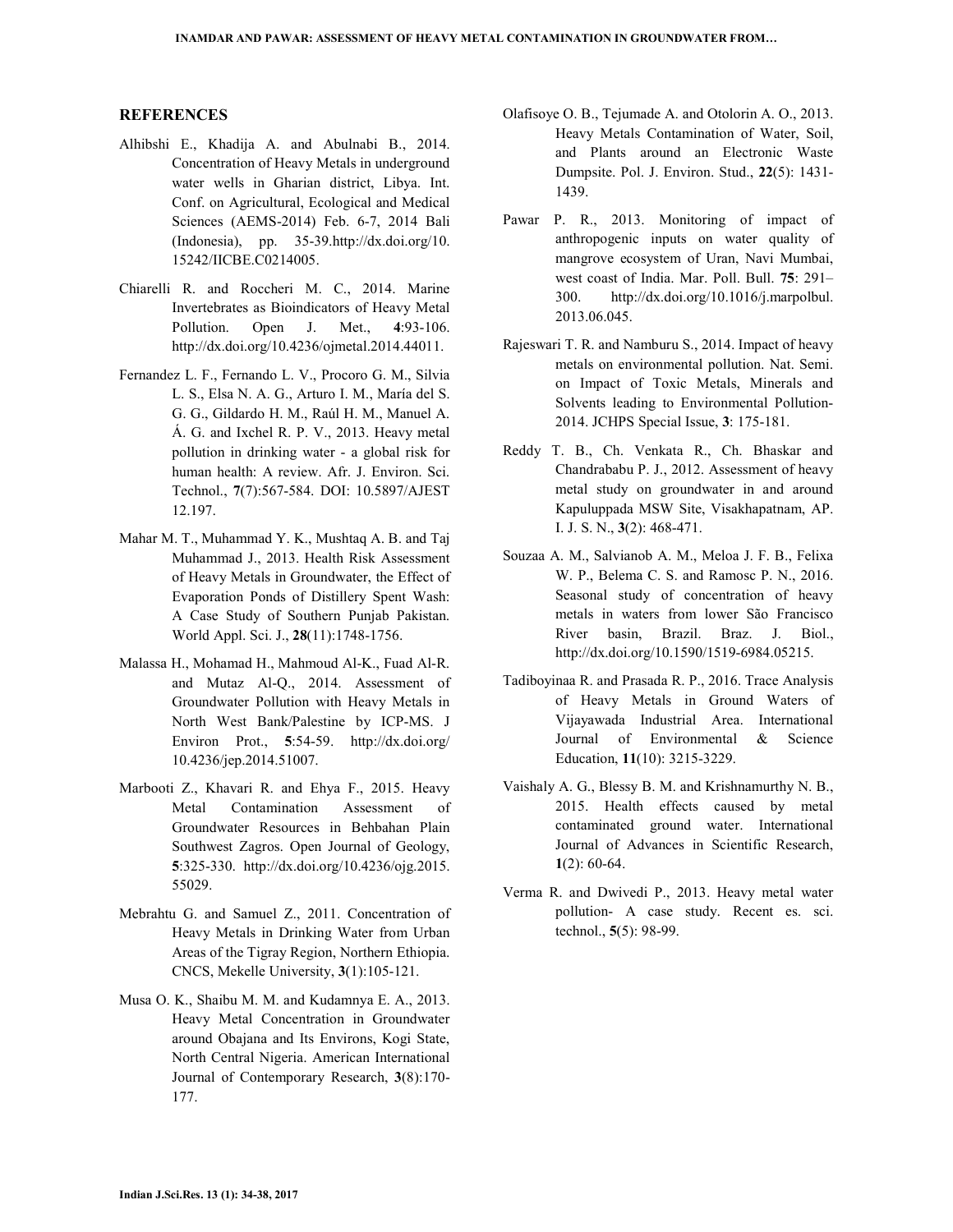## REFERENCES

Alhibshi E., Khadija A. and Abulnabi B., 2014. Concentration of Heavy Metals in underground water wells in Gharian district, Libya. Int. Conf. on Agricultural, Ecological and Medical Sciences (AEMS-2014) Feb. 6-7, 2014 Bali (Indonesia), pp. 35-39.http://dx.doi.org/10.15242/IICBE.C0214005.

Chiarelli R. and Roccheri M. C., 2014. Marine Invertebrates as Bioindicators of Heavy Metal Pollution. Open J. Met., **4**:93-106. http://dx.doi.org/10.4236/ojmetal.2014.44011.

Fernandez L. F., Fernando L. V., Procoro G. M., Silvia L. S., Elsa N. A. G., Arturo I. M., María del S. G. G., Gildardo H. M., Raúl H. M., Manuel A. Á. G. and Ixchel R. P. V., 2013. Heavy metal pollution in drinking water - a global risk for human health: A review. Afr. J. Environ. Sci. Technol., **7**(7):567-584. DOI: 10.5897/AJEST 12.197.

Mahar M. T., Muhammad Y. K., Mushtaq A. B. and Taj Muhammad J., 2013. Health Risk Assessment of Heavy Metals in Groundwater, the Effect of Evaporation Ponds of Distillery Spent Wash: A Case Study of Southern Punjab Pakistan. World Appl. Sci. J., **28**(11):1748-1756.

Malassa H., Mohamad H., Mahmoud Al-K., Fuad Al-R. and Mutaz Al-Q., 2014. Assessment of Groundwater Pollution with Heavy Metals in North West Bank/Palestine by ICP-MS. J Environ Prot., **5**:54-59. http://dx.doi.org/10.4236/jep.2014.51007.

Marbooti Z., Khavari R. and Ehya F., 2015. Heavy Metal Contamination Assessment of Groundwater Resources in Behbahan Plain Southwest Zagros. Open Journal of Geology, **5**:325-330. http://dx.doi.org/10.4236/ojg.2015.55029.

Mebrahtu G. and Samuel Z., 2011. Concentration of Heavy Metals in Drinking Water from Urban Areas of the Tigray Region, Northern Ethiopia. CNCS, Mekelle University, **3**(1):105-121.

Musa O. K., Shaibu M. M. and Kudamnya E. A., 2013. Heavy Metal Concentration in Groundwater around Obajana and Its Environs, Kogi State, North Central Nigeria. American International Journal of Contemporary Research, **3**(8):170-177.

Olafisoye O. B., Tejumade A. and Otolorin A. O., 2013. Heavy Metals Contamination of Water, Soil, and Plants around an Electronic Waste Dumpsite. Pol. J. Environ. Stud., **22**(5): 1431-1439.

Pawar P. R., 2013. Monitoring of impact of anthropogenic inputs on water quality of mangrove ecosystem of Uran, Navi Mumbai, west coast of India. Mar. Poll. Bull. **75**: 291–300. http://dx.doi.org/10.1016/j.marpolbul.2013.06.045.

Rajeswari T. R. and Namburu S., 2014. Impact of heavy metals on environmental pollution. Nat. Semi. on Impact of Toxic Metals, Minerals and Solvents leading to Environmental Pollution-2014. JCHPS Special Issue, **3**: 175-181.

Reddy T. B., Ch. Venkata R., Ch. Bhaskar and Chandrababu P. J., 2012. Assessment of heavy metal study on groundwater in and around Kapuluppada MSW Site, Visakhapatnam, AP. I. J. S. N., **3**(2): 468-471.

Souzaa A. M., Salvianob A. M., Meloa J. F. B., Felixa W. P., Belema C. S. and Ramosc P. N., 2016. Seasonal study of concentration of heavy metals in waters from lower São Francisco River basin, Brazil. Braz. J. Biol., http://dx.doi.org/10.1590/1519-6984.05215.

Tadiboyinaa R. and Prasada R. P., 2016. Trace Analysis of Heavy Metals in Ground Waters of Vijayawada Industrial Area. International Journal of Environmental & Science Education, **11**(10): 3215-3229.

Vaishaly A. G., Blessy B. M. and Krishnamurthy N. B., 2015. Health effects caused by metal contaminated ground water. International Journal of Advances in Scientific Research, **1**(2): 60-64.

Verma R. and Dwivedi P., 2013. Heavy metal water pollution- A case study. Recent es. sci. technol., **5**(5): 98-99.